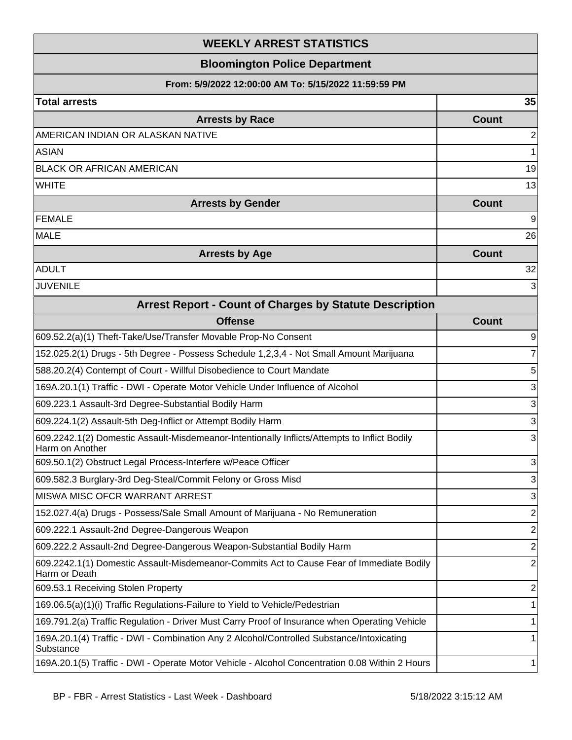# WEEKLY ARREST STATISTICS

## Bloomington Police Department

### From: 5/9/2022 12:00:00 AM To: 5/15/2022 11:59:59 PM

| Total arrests | 35 |
|---|---|

| Arrests by Race | Count |
|---|---|
| AMERICAN INDIAN OR ALASKAN NATIVE | 2 |
| ASIAN | 1 |
| BLACK OR AFRICAN AMERICAN | 19 |
| WHITE | 13 |

| Arrests by Gender | Count |
|---|---|
| FEMALE | 9 |
| MALE | 26 |

| Arrests by Age | Count |
|---|---|
| ADULT | 32 |
| JUVENILE | 3 |

## Arrest Report - Count of Charges by Statute Description

| Offense | Count |
|---|---|
| 609.52.2(a)(1) Theft-Take/Use/Transfer Movable Prop-No Consent | 9 |
| 152.025.2(1) Drugs - 5th Degree - Possess Schedule 1,2,3,4 - Not Small Amount Marijuana | 7 |
| 588.20.2(4) Contempt of Court - Willful Disobedience to Court Mandate | 5 |
| 169A.20.1(1) Traffic - DWI - Operate Motor Vehicle Under Influence of Alcohol | 3 |
| 609.223.1 Assault-3rd Degree-Substantial Bodily Harm | 3 |
| 609.224.1(2) Assault-5th Deg-Inflict or Attempt Bodily Harm | 3 |
| 609.2242.1(2) Domestic Assault-Misdemeanor-Intentionally Inflicts/Attempts to Inflict Bodily Harm on Another | 3 |
| 609.50.1(2) Obstruct Legal Process-Interfere w/Peace Officer | 3 |
| 609.582.3 Burglary-3rd Deg-Steal/Commit Felony or Gross Misd | 3 |
| MISWA MISC OFCR WARRANT ARREST | 3 |
| 152.027.4(a) Drugs - Possess/Sale Small Amount of Marijuana - No Remuneration | 2 |
| 609.222.1 Assault-2nd Degree-Dangerous Weapon | 2 |
| 609.222.2 Assault-2nd Degree-Dangerous Weapon-Substantial Bodily Harm | 2 |
| 609.2242.1(1) Domestic Assault-Misdemeanor-Commits Act to Cause Fear of Immediate Bodily Harm or Death | 2 |
| 609.53.1 Receiving Stolen Property | 2 |
| 169.06.5(a)(1)(i) Traffic Regulations-Failure to Yield to Vehicle/Pedestrian | 1 |
| 169.791.2(a) Traffic Regulation - Driver Must Carry Proof of Insurance when Operating Vehicle | 1 |
| 169A.20.1(4) Traffic - DWI - Combination Any 2 Alcohol/Controlled Substance/Intoxicating Substance | 1 |
| 169A.20.1(5) Traffic - DWI - Operate Motor Vehicle - Alcohol Concentration 0.08 Within 2 Hours | 1 |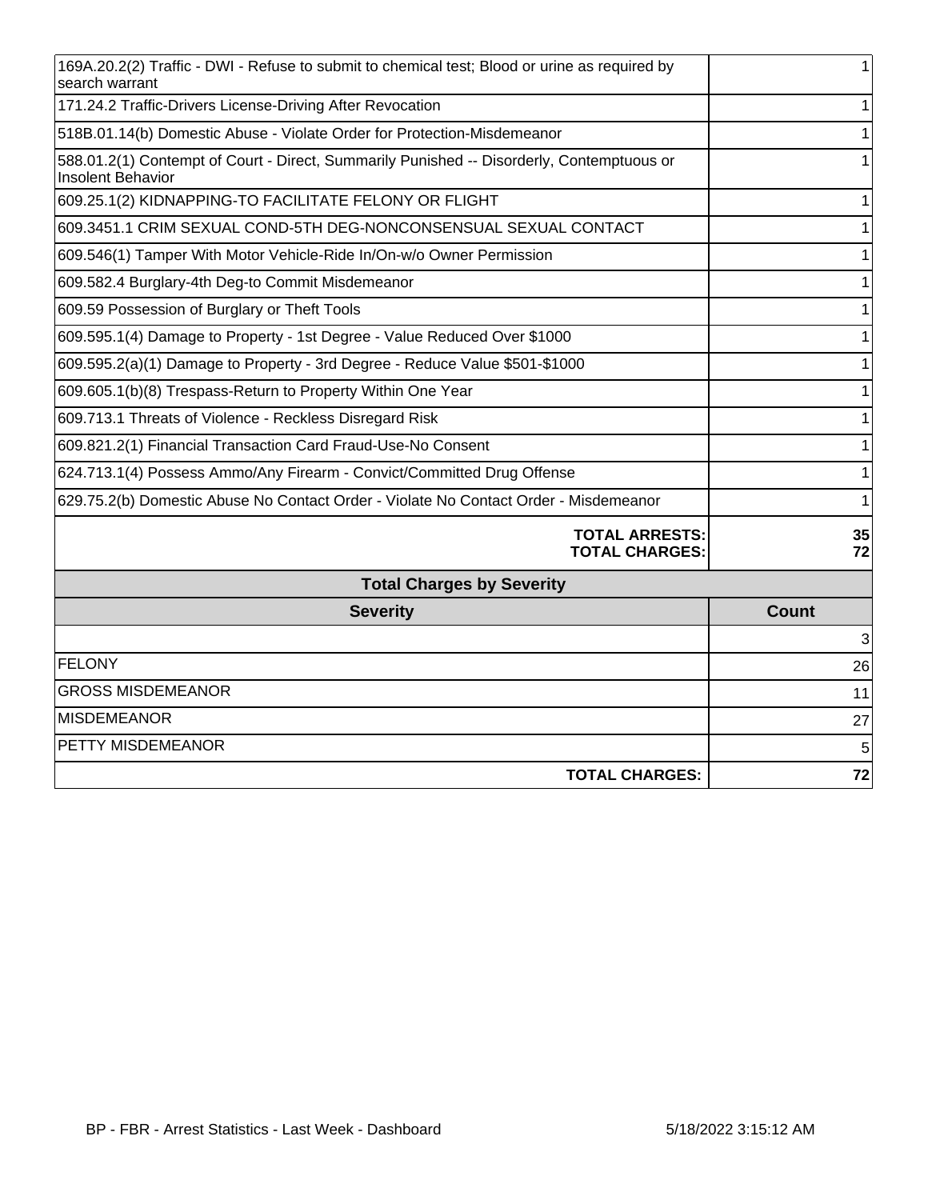| | |
|---|---|
| 169A.20.2(2) Traffic - DWI - Refuse to submit to chemical test; Blood or urine as required by search warrant | 1 |
| 171.24.2 Traffic-Drivers License-Driving After Revocation | 1 |
| 518B.01.14(b) Domestic Abuse - Violate Order for Protection-Misdemeanor | 1 |
| 588.01.2(1) Contempt of Court - Direct, Summarily Punished -- Disorderly, Contemptuous or Insolent Behavior | 1 |
| 609.25.1(2) KIDNAPPING-TO FACILITATE FELONY OR FLIGHT | 1 |
| 609.3451.1 CRIM SEXUAL COND-5TH DEG-NONCONSENSUAL SEXUAL CONTACT | 1 |
| 609.546(1) Tamper With Motor Vehicle-Ride In/On-w/o Owner Permission | 1 |
| 609.582.4 Burglary-4th Deg-to Commit Misdemeanor | 1 |
| 609.59 Possession of Burglary or Theft Tools | 1 |
| 609.595.1(4) Damage to Property - 1st Degree - Value Reduced Over $1000 | 1 |
| 609.595.2(a)(1) Damage to Property - 3rd Degree - Reduce Value $501-$1000 | 1 |
| 609.605.1(b)(8) Trespass-Return to Property Within One Year | 1 |
| 609.713.1 Threats of Violence - Reckless Disregard Risk | 1 |
| 609.821.2(1) Financial Transaction Card Fraud-Use-No Consent | 1 |
| 624.713.1(4) Possess Ammo/Any Firearm - Convict/Committed Drug Offense | 1 |
| 629.75.2(b) Domestic Abuse No Contact Order - Violate No Contact Order - Misdemeanor | 1 |
| **TOTAL ARRESTS:** | **35** |
| **TOTAL CHARGES:** | **72** |

## Total Charges by Severity

| Severity | Count |
|---|---|
| | 3 |
| FELONY | 26 |
| GROSS MISDEMEANOR | 11 |
| MISDEMEANOR | 27 |
| PETTY MISDEMEANOR | 5 |
| **TOTAL CHARGES:** | **72** |